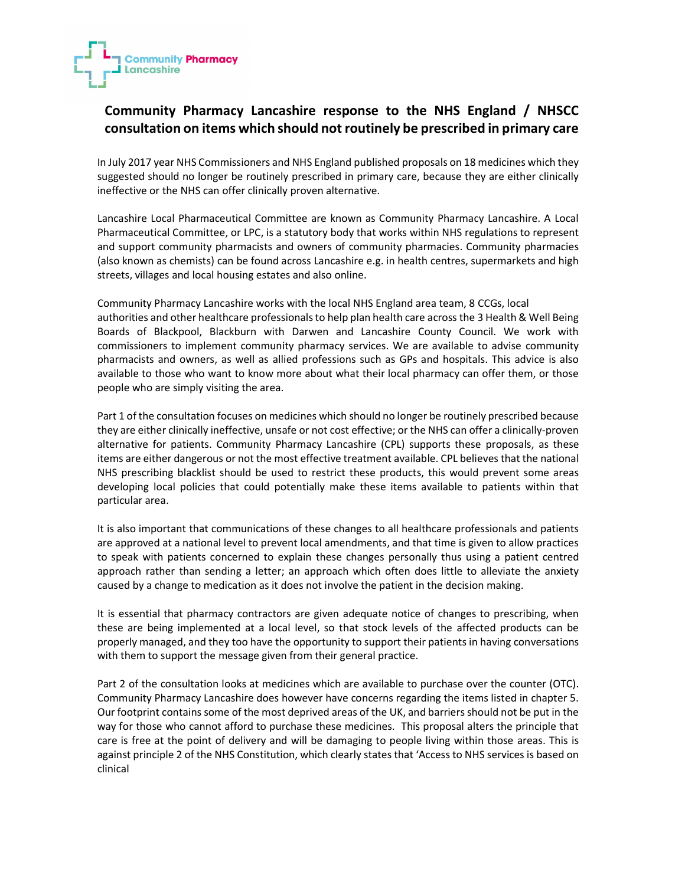# Community Pharmacy Lancashire response to the NHS England / NHSCC consultation on items which should not routinely be prescribed in primary care

In July 2017 year NHS Commissioners and NHS England published proposals on 18 medicines which they suggested should no longer be routinely prescribed in primary care, because they are either clinically ineffective or the NHS can offer clinically proven alternative.

Lancashire Local Pharmaceutical Committee are known as Community Pharmacy Lancashire. A Local Pharmaceutical Committee, or LPC, is a statutory body that works within NHS regulations to represent and support community pharmacists and owners of community pharmacies. Community pharmacies (also known as chemists) can be found across Lancashire e.g. in health centres, supermarkets and high streets, villages and local housing estates and also online.

Community Pharmacy Lancashire works with the local NHS England area team, 8 CCGs, local authorities and other healthcare professionals to help plan health care across the 3 Health & Well Being Boards of Blackpool, Blackburn with Darwen and Lancashire County Council. We work with commissioners to implement community pharmacy services. We are available to advise community pharmacists and owners, as well as allied professions such as GPs and hospitals. This advice is also available to those who want to know more about what their local pharmacy can offer them, or those people who are simply visiting the area.

Part 1 of the consultation focuses on medicines which should no longer be routinely prescribed because they are either clinically ineffective, unsafe or not cost effective; or the NHS can offer a clinically-proven alternative for patients. Community Pharmacy Lancashire (CPL) supports these proposals, as these items are either dangerous or not the most effective treatment available. CPL believes that the national NHS prescribing blacklist should be used to restrict these products, this would prevent some areas developing local policies that could potentially make these items available to patients within that particular area.

It is also important that communications of these changes to all healthcare professionals and patients are approved at a national level to prevent local amendments, and that time is given to allow practices to speak with patients concerned to explain these changes personally thus using a patient centred approach rather than sending a letter; an approach which often does little to alleviate the anxiety caused by a change to medication as it does not involve the patient in the decision making.

It is essential that pharmacy contractors are given adequate notice of changes to prescribing, when these are being implemented at a local level, so that stock levels of the affected products can be properly managed, and they too have the opportunity to support their patients in having conversations with them to support the message given from their general practice.

Part 2 of the consultation looks at medicines which are available to purchase over the counter (OTC). Community Pharmacy Lancashire does however have concerns regarding the items listed in chapter 5. Our footprint contains some of the most deprived areas of the UK, and barriers should not be put in the way for those who cannot afford to purchase these medicines. This proposal alters the principle that care is free at the point of delivery and will be damaging to people living within those areas. This is against principle 2 of the NHS Constitution, which clearly states that 'Access to NHS services is based on clinical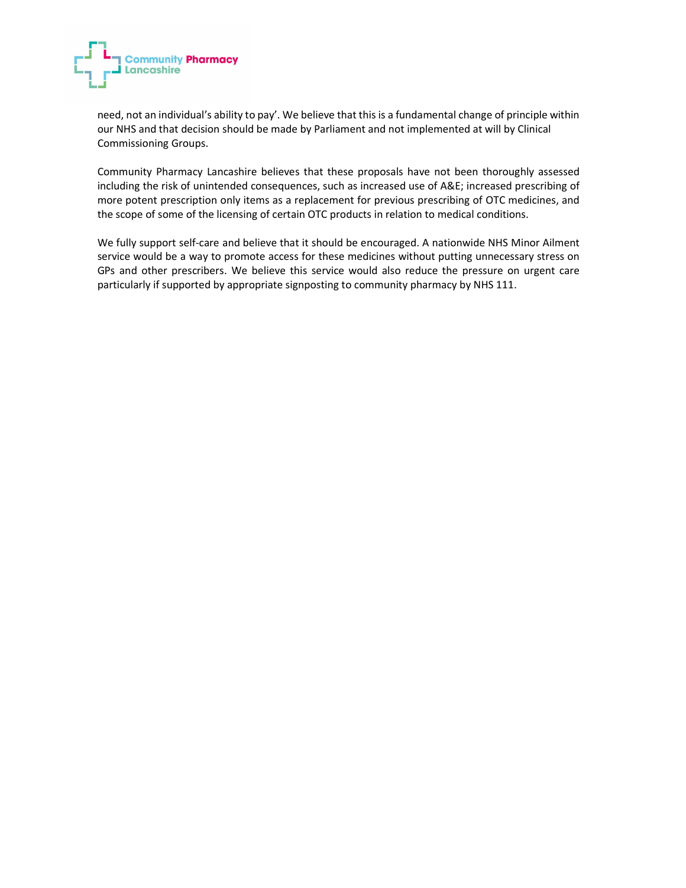need, not an individual's ability to pay'. We believe that this is a fundamental change of principle within our NHS and that decision should be made by Parliament and not implemented at will by Clinical Commissioning Groups.

Community Pharmacy Lancashire believes that these proposals have not been thoroughly assessed including the risk of unintended consequences, such as increased use of A&E; increased prescribing of more potent prescription only items as a replacement for previous prescribing of OTC medicines, and the scope of some of the licensing of certain OTC products in relation to medical conditions.

We fully support self-care and believe that it should be encouraged. A nationwide NHS Minor Ailment service would be a way to promote access for these medicines without putting unnecessary stress on GPs and other prescribers. We believe this service would also reduce the pressure on urgent care particularly if supported by appropriate signposting to community pharmacy by NHS 111.